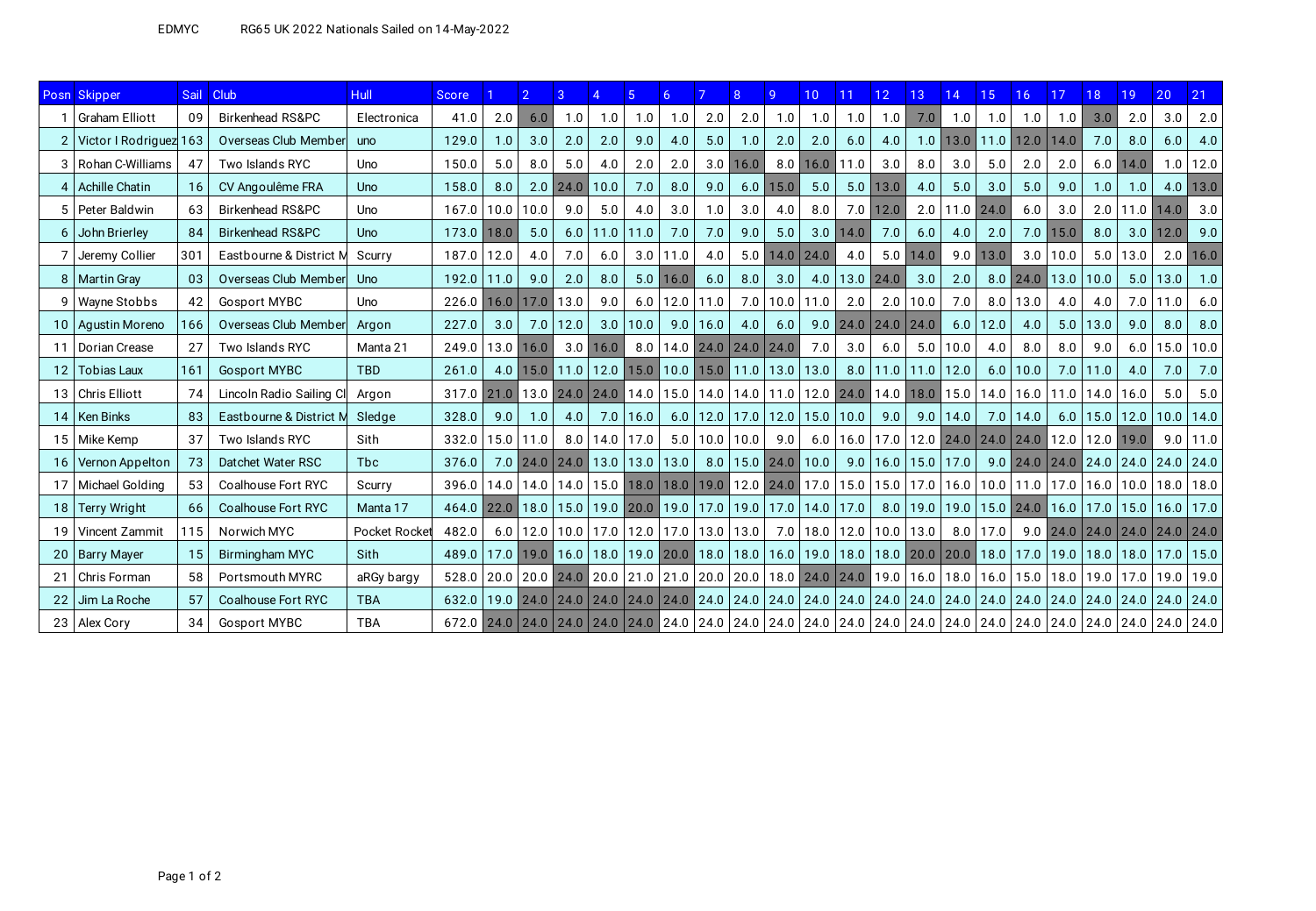EDMYC RG65 UK 2022 Nationals Sailed on 14-May-2022

| Posn | Skipper | Sail | Club | Hull | Score | 1 | 2 | 3 | 4 | 5 | 6 | 7 | 8 | 9 | 10 | 11 | 12 | 13 | 14 | 15 | 16 | 17 | 18 | 19 | 20 | 21 |
|---|---|---|---|---|---|---|---|---|---|---|---|---|---|---|---|---|---|---|---|---|---|---|---|---|---|---|
| 1 | Graham Elliott | 09 | Birkenhead RS&PC | Electronica | 41.0 | 2.0 | 6.0 | 1.0 | 1.0 | 1.0 | 1.0 | 2.0 | 2.0 | 1.0 | 1.0 | 1.0 | 1.0 | 7.0 | 1.0 | 1.0 | 1.0 | 1.0 | 3.0 | 2.0 | 3.0 | 2.0 |
| 2 | Victor I Rodriguez | 163 | Overseas Club Member | uno | 129.0 | 1.0 | 3.0 | 2.0 | 2.0 | 9.0 | 4.0 | 5.0 | 1.0 | 2.0 | 2.0 | 6.0 | 4.0 | 1.0 | 13.0 | 11.0 | 12.0 | 14.0 | 7.0 | 8.0 | 6.0 | 4.0 |
| 3 | Rohan C-Williams | 47 | Two Islands RYC | Uno | 150.0 | 5.0 | 8.0 | 5.0 | 4.0 | 2.0 | 2.0 | 3.0 | 16.0 | 8.0 | 16.0 | 11.0 | 3.0 | 8.0 | 3.0 | 5.0 | 2.0 | 2.0 | 6.0 | 14.0 | 1.0 | 12.0 |
| 4 | Achille Chatin | 16 | CV Angoulême FRA | Uno | 158.0 | 8.0 | 2.0 | 24.0 | 10.0 | 7.0 | 8.0 | 9.0 | 6.0 | 15.0 | 5.0 | 5.0 | 13.0 | 4.0 | 5.0 | 3.0 | 5.0 | 9.0 | 1.0 | 1.0 | 4.0 | 13.0 |
| 5 | Peter Baldwin | 63 | Birkenhead RS&PC | Uno | 167.0 | 10.0 | 10.0 | 9.0 | 5.0 | 4.0 | 3.0 | 1.0 | 3.0 | 4.0 | 8.0 | 7.0 | 12.0 | 2.0 | 11.0 | 24.0 | 6.0 | 3.0 | 2.0 | 11.0 | 14.0 | 3.0 |
| 6 | John Brierley | 84 | Birkenhead RS&PC | Uno | 173.0 | 18.0 | 5.0 | 6.0 | 11.0 | 11.0 | 7.0 | 7.0 | 9.0 | 5.0 | 3.0 | 14.0 | 7.0 | 6.0 | 4.0 | 2.0 | 7.0 | 15.0 | 8.0 | 3.0 | 12.0 | 9.0 |
| 7 | Jeremy Collier | 301 | Eastbourne & District M | Scurry | 187.0 | 12.0 | 4.0 | 7.0 | 6.0 | 3.0 | 11.0 | 4.0 | 5.0 | 14.0 | 24.0 | 4.0 | 5.0 | 14.0 | 9.0 | 13.0 | 3.0 | 10.0 | 5.0 | 13.0 | 2.0 | 16.0 |
| 8 | Martin Gray | 03 | Overseas Club Member | Uno | 192.0 | 11.0 | 9.0 | 2.0 | 8.0 | 5.0 | 16.0 | 6.0 | 8.0 | 3.0 | 4.0 | 13.0 | 24.0 | 3.0 | 2.0 | 8.0 | 24.0 | 13.0 | 10.0 | 5.0 | 13.0 | 1.0 |
| 9 | Wayne Stobbs | 42 | Gosport MYBC | Uno | 226.0 | 16.0 | 17.0 | 13.0 | 9.0 | 6.0 | 12.0 | 11.0 | 7.0 | 10.0 | 11.0 | 2.0 | 2.0 | 10.0 | 7.0 | 8.0 | 13.0 | 4.0 | 4.0 | 7.0 | 11.0 | 6.0 |
| 10 | Agustin Moreno | 166 | Overseas Club Member | Argon | 227.0 | 3.0 | 7.0 | 12.0 | 3.0 | 10.0 | 9.0 | 16.0 | 4.0 | 6.0 | 9.0 | 24.0 | 24.0 | 24.0 | 6.0 | 12.0 | 4.0 | 5.0 | 13.0 | 9.0 | 8.0 | 8.0 |
| 11 | Dorian Crease | 27 | Two Islands RYC | Manta 21 | 249.0 | 13.0 | 16.0 | 3.0 | 16.0 | 8.0 | 14.0 | 24.0 | 24.0 | 24.0 | 7.0 | 3.0 | 6.0 | 5.0 | 10.0 | 4.0 | 8.0 | 8.0 | 9.0 | 6.0 | 15.0 | 10.0 |
| 12 | Tobias Laux | 161 | Gosport MYBC | TBD | 261.0 | 4.0 | 15.0 | 11.0 | 12.0 | 15.0 | 10.0 | 15.0 | 11.0 | 13.0 | 13.0 | 8.0 | 11.0 | 11.0 | 12.0 | 6.0 | 10.0 | 7.0 | 11.0 | 4.0 | 7.0 | 7.0 |
| 13 | Chris Elliott | 74 | Lincoln Radio Sailing Cl | Argon | 317.0 | 21.0 | 13.0 | 24.0 | 24.0 | 14.0 | 15.0 | 14.0 | 14.0 | 11.0 | 12.0 | 24.0 | 14.0 | 18.0 | 15.0 | 14.0 | 16.0 | 11.0 | 14.0 | 16.0 | 5.0 | 5.0 |
| 14 | Ken Binks | 83 | Eastbourne & District M | Sledge | 328.0 | 9.0 | 1.0 | 4.0 | 7.0 | 16.0 | 6.0 | 12.0 | 17.0 | 12.0 | 15.0 | 10.0 | 9.0 | 9.0 | 14.0 | 7.0 | 14.0 | 6.0 | 15.0 | 12.0 | 10.0 | 14.0 |
| 15 | Mike Kemp | 37 | Two Islands RYC | Sith | 332.0 | 15.0 | 11.0 | 8.0 | 14.0 | 17.0 | 5.0 | 10.0 | 10.0 | 9.0 | 6.0 | 16.0 | 17.0 | 12.0 | 24.0 | 24.0 | 24.0 | 12.0 | 12.0 | 19.0 | 9.0 | 11.0 |
| 16 | Vernon Appelton | 73 | Datchet Water RSC | Tbc | 376.0 | 7.0 | 24.0 | 24.0 | 13.0 | 13.0 | 13.0 | 8.0 | 15.0 | 24.0 | 10.0 | 9.0 | 16.0 | 15.0 | 17.0 | 9.0 | 24.0 | 24.0 | 24.0 | 24.0 | 24.0 | 24.0 |
| 17 | Michael Golding | 53 | Coalhouse Fort RYC | Scurry | 396.0 | 14.0 | 14.0 | 14.0 | 15.0 | 18.0 | 18.0 | 19.0 | 12.0 | 24.0 | 17.0 | 15.0 | 15.0 | 17.0 | 16.0 | 10.0 | 11.0 | 17.0 | 16.0 | 10.0 | 18.0 | 18.0 |
| 18 | Terry Wright | 66 | Coalhouse Fort RYC | Manta 17 | 464.0 | 22.0 | 18.0 | 15.0 | 19.0 | 20.0 | 19.0 | 17.0 | 19.0 | 17.0 | 14.0 | 17.0 | 8.0 | 19.0 | 19.0 | 15.0 | 24.0 | 16.0 | 17.0 | 15.0 | 16.0 | 17.0 |
| 19 | Vincent Zammit | 115 | Norwich MYC | Pocket Rocket | 482.0 | 6.0 | 12.0 | 10.0 | 17.0 | 12.0 | 17.0 | 13.0 | 13.0 | 7.0 | 18.0 | 12.0 | 10.0 | 13.0 | 8.0 | 17.0 | 9.0 | 24.0 | 24.0 | 24.0 | 24.0 | 24.0 |
| 20 | Barry Mayer | 15 | Birmingham MYC | Sith | 489.0 | 17.0 | 19.0 | 16.0 | 18.0 | 19.0 | 20.0 | 18.0 | 18.0 | 16.0 | 19.0 | 18.0 | 18.0 | 20.0 | 20.0 | 18.0 | 17.0 | 19.0 | 18.0 | 18.0 | 17.0 | 15.0 |
| 21 | Chris Forman | 58 | Portsmouth MYRC | aRGy bargy | 528.0 | 20.0 | 20.0 | 24.0 | 20.0 | 21.0 | 21.0 | 20.0 | 20.0 | 18.0 | 24.0 | 24.0 | 19.0 | 16.0 | 18.0 | 16.0 | 15.0 | 18.0 | 19.0 | 17.0 | 19.0 | 19.0 |
| 22 | Jim La Roche | 57 | Coalhouse Fort RYC | TBA | 632.0 | 19.0 | 24.0 | 24.0 | 24.0 | 24.0 | 24.0 | 24.0 | 24.0 | 24.0 | 24.0 | 24.0 | 24.0 | 24.0 | 24.0 | 24.0 | 24.0 | 24.0 | 24.0 | 24.0 | 24.0 | 24.0 |
| 23 | Alex Cory | 34 | Gosport MYBC | TBA | 672.0 | 24.0 | 24.0 | 24.0 | 24.0 | 24.0 | 24.0 | 24.0 | 24.0 | 24.0 | 24.0 | 24.0 | 24.0 | 24.0 | 24.0 | 24.0 | 24.0 | 24.0 | 24.0 | 24.0 | 24.0 | 24.0 |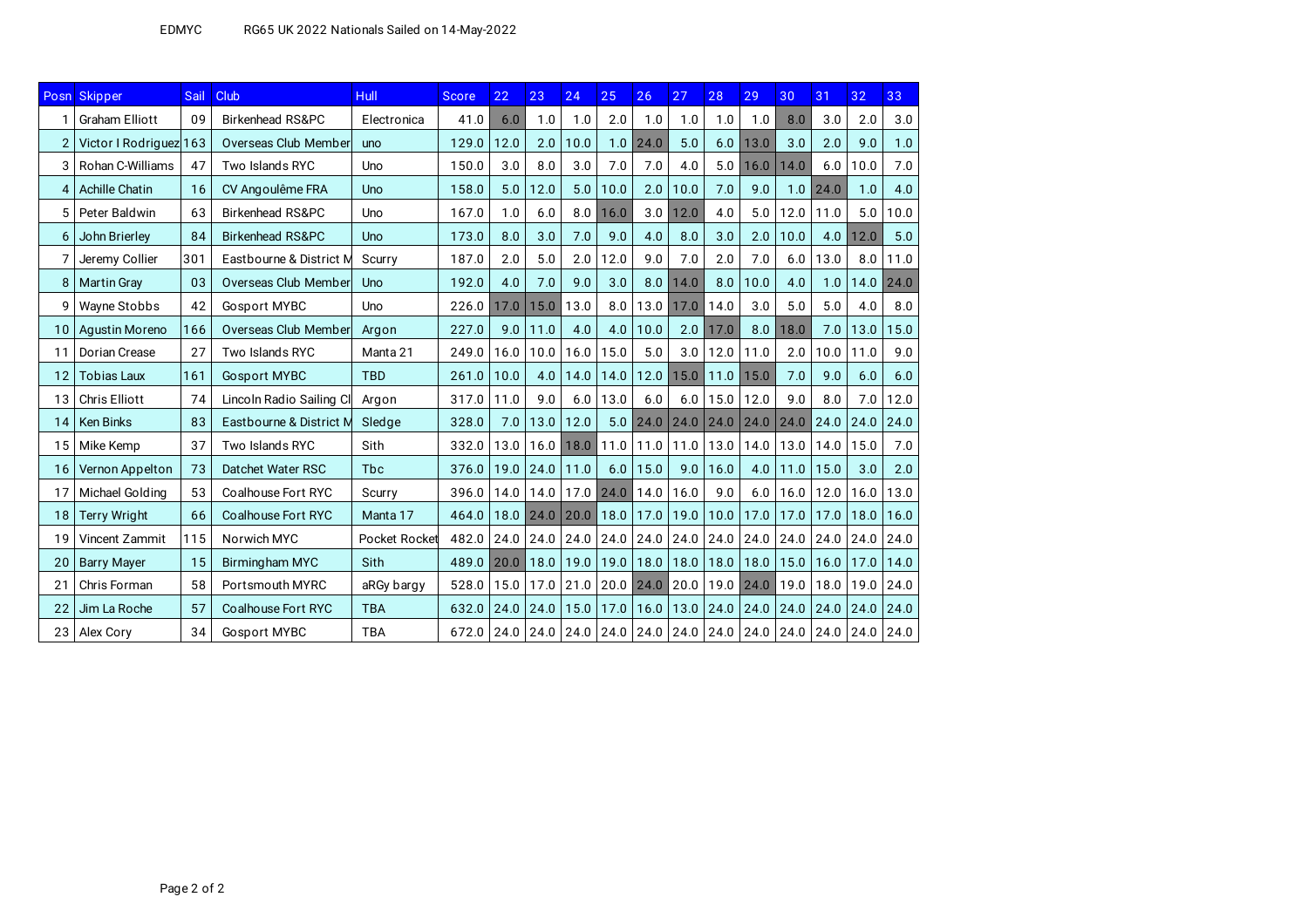EDMYC RG65 UK 2022 Nationals Sailed on 14-May-2022

| Posn | Skipper | Sail | Club | Hull | Score | 22 | 23 | 24 | 25 | 26 | 27 | 28 | 29 | 30 | 31 | 32 | 33 |
|---|---|---|---|---|---|---|---|---|---|---|---|---|---|---|---|---|---|
| 1 | Graham Elliott | 09 | Birkenhead RS&PC | Electronica | 41.0 | 6.0 | 1.0 | 1.0 | 2.0 | 1.0 | 1.0 | 1.0 | 1.0 | 8.0 | 3.0 | 2.0 | 3.0 |
| 2 | Victor I Rodriguez | 163 | Overseas Club Member | uno | 129.0 | 12.0 | 2.0 | 10.0 | 1.0 | 24.0 | 5.0 | 6.0 | 13.0 | 3.0 | 2.0 | 9.0 | 1.0 |
| 3 | Rohan C-Williams | 47 | Two Islands RYC | Uno | 150.0 | 3.0 | 8.0 | 3.0 | 7.0 | 7.0 | 4.0 | 5.0 | 16.0 | 14.0 | 6.0 | 10.0 | 7.0 |
| 4 | Achille Chatin | 16 | CV Angoulême FRA | Uno | 158.0 | 5.0 | 12.0 | 5.0 | 10.0 | 2.0 | 10.0 | 7.0 | 9.0 | 1.0 | 24.0 | 1.0 | 4.0 |
| 5 | Peter Baldwin | 63 | Birkenhead RS&PC | Uno | 167.0 | 1.0 | 6.0 | 8.0 | 16.0 | 3.0 | 12.0 | 4.0 | 5.0 | 12.0 | 11.0 | 5.0 | 10.0 |
| 6 | John Brierley | 84 | Birkenhead RS&PC | Uno | 173.0 | 8.0 | 3.0 | 7.0 | 9.0 | 4.0 | 8.0 | 3.0 | 2.0 | 10.0 | 4.0 | 12.0 | 5.0 |
| 7 | Jeremy Collier | 301 | Eastbourne & District M | Scurry | 187.0 | 2.0 | 5.0 | 2.0 | 12.0 | 9.0 | 7.0 | 2.0 | 7.0 | 6.0 | 13.0 | 8.0 | 11.0 |
| 8 | Martin Gray | 03 | Overseas Club Member | Uno | 192.0 | 4.0 | 7.0 | 9.0 | 3.0 | 8.0 | 14.0 | 8.0 | 10.0 | 4.0 | 1.0 | 14.0 | 24.0 |
| 9 | Wayne Stobbs | 42 | Gosport MYBC | Uno | 226.0 | 17.0 | 15.0 | 13.0 | 8.0 | 13.0 | 17.0 | 14.0 | 3.0 | 5.0 | 5.0 | 4.0 | 8.0 |
| 10 | Agustin Moreno | 166 | Overseas Club Member | Argon | 227.0 | 9.0 | 11.0 | 4.0 | 4.0 | 10.0 | 2.0 | 17.0 | 8.0 | 18.0 | 7.0 | 13.0 | 15.0 |
| 11 | Dorian Crease | 27 | Two Islands RYC | Manta 21 | 249.0 | 16.0 | 10.0 | 16.0 | 15.0 | 5.0 | 3.0 | 12.0 | 11.0 | 2.0 | 10.0 | 11.0 | 9.0 |
| 12 | Tobias Laux | 161 | Gosport MYBC | TBD | 261.0 | 10.0 | 4.0 | 14.0 | 14.0 | 12.0 | 15.0 | 11.0 | 15.0 | 7.0 | 9.0 | 6.0 | 6.0 |
| 13 | Chris Elliott | 74 | Lincoln Radio Sailing Cl | Argon | 317.0 | 11.0 | 9.0 | 6.0 | 13.0 | 6.0 | 6.0 | 15.0 | 12.0 | 9.0 | 8.0 | 7.0 | 12.0 |
| 14 | Ken Binks | 83 | Eastbourne & District M | Sledge | 328.0 | 7.0 | 13.0 | 12.0 | 5.0 | 24.0 | 24.0 | 24.0 | 24.0 | 24.0 | 24.0 | 24.0 | 24.0 |
| 15 | Mike Kemp | 37 | Two Islands RYC | Sith | 332.0 | 13.0 | 16.0 | 18.0 | 11.0 | 11.0 | 11.0 | 13.0 | 14.0 | 13.0 | 14.0 | 15.0 | 7.0 |
| 16 | Vernon Appelton | 73 | Datchet Water RSC | Tbc | 376.0 | 19.0 | 24.0 | 11.0 | 6.0 | 15.0 | 9.0 | 16.0 | 4.0 | 11.0 | 15.0 | 3.0 | 2.0 |
| 17 | Michael Golding | 53 | Coalhouse Fort RYC | Scurry | 396.0 | 14.0 | 14.0 | 17.0 | 24.0 | 14.0 | 16.0 | 9.0 | 6.0 | 16.0 | 12.0 | 16.0 | 13.0 |
| 18 | Terry Wright | 66 | Coalhouse Fort RYC | Manta 17 | 464.0 | 18.0 | 24.0 | 20.0 | 18.0 | 17.0 | 19.0 | 10.0 | 17.0 | 17.0 | 17.0 | 18.0 | 16.0 |
| 19 | Vincent Zammit | 115 | Norwich MYC | Pocket Rocket | 482.0 | 24.0 | 24.0 | 24.0 | 24.0 | 24.0 | 24.0 | 24.0 | 24.0 | 24.0 | 24.0 | 24.0 | 24.0 |
| 20 | Barry Mayer | 15 | Birmingham MYC | Sith | 489.0 | 20.0 | 18.0 | 19.0 | 19.0 | 18.0 | 18.0 | 18.0 | 18.0 | 15.0 | 16.0 | 17.0 | 14.0 |
| 21 | Chris Forman | 58 | Portsmouth MYRC | aRGy bargy | 528.0 | 15.0 | 17.0 | 21.0 | 20.0 | 24.0 | 20.0 | 19.0 | 24.0 | 19.0 | 18.0 | 19.0 | 24.0 |
| 22 | Jim La Roche | 57 | Coalhouse Fort RYC | TBA | 632.0 | 24.0 | 24.0 | 15.0 | 17.0 | 16.0 | 13.0 | 24.0 | 24.0 | 24.0 | 24.0 | 24.0 | 24.0 |
| 23 | Alex Cory | 34 | Gosport MYBC | TBA | 672.0 | 24.0 | 24.0 | 24.0 | 24.0 | 24.0 | 24.0 | 24.0 | 24.0 | 24.0 | 24.0 | 24.0 | 24.0 |